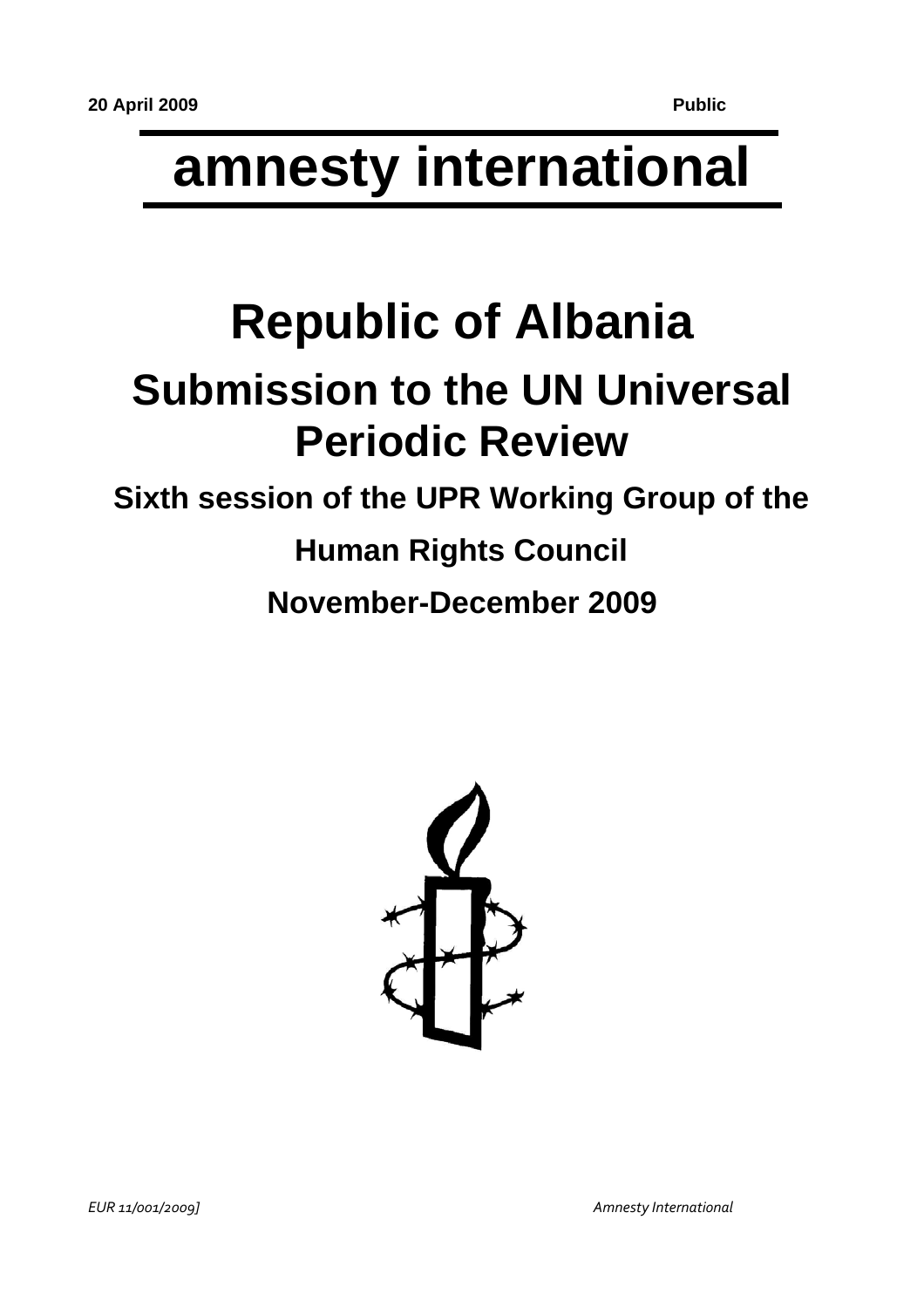**20 April 2009** **Public**

# amnesty international

# Republic of Albania

## Submission to the UN Universal Periodic Review

### Sixth session of the UPR Working Group of the Human Rights Council

### November-December 2009

*EUR 11/001/2009]* *Amnesty International*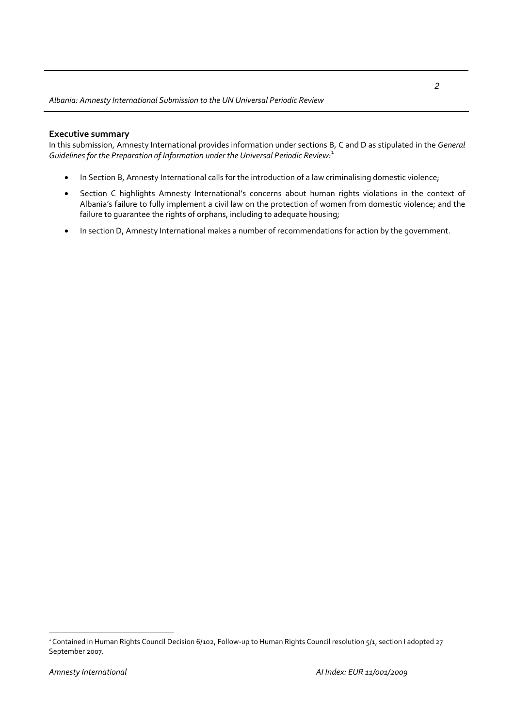## Executive summary

In this submission, Amnesty International provides information under sections B, C and D as stipulated in the *General Guidelines for the Preparation of Information under the Universal Periodic Review:*[1]

- In Section B, Amnesty International calls for the introduction of a law criminalising domestic violence;
- Section C highlights Amnesty International's concerns about human rights violations in the context of Albania's failure to fully implement a civil law on the protection of women from domestic violence; and the failure to guarantee the rights of orphans, including to adequate housing;
- In section D, Amnesty International makes a number of recommendations for action by the government.

[1] Contained in Human Rights Council Decision 6/102, Follow-up to Human Rights Council resolution 5/1, section I adopted 27 September 2007.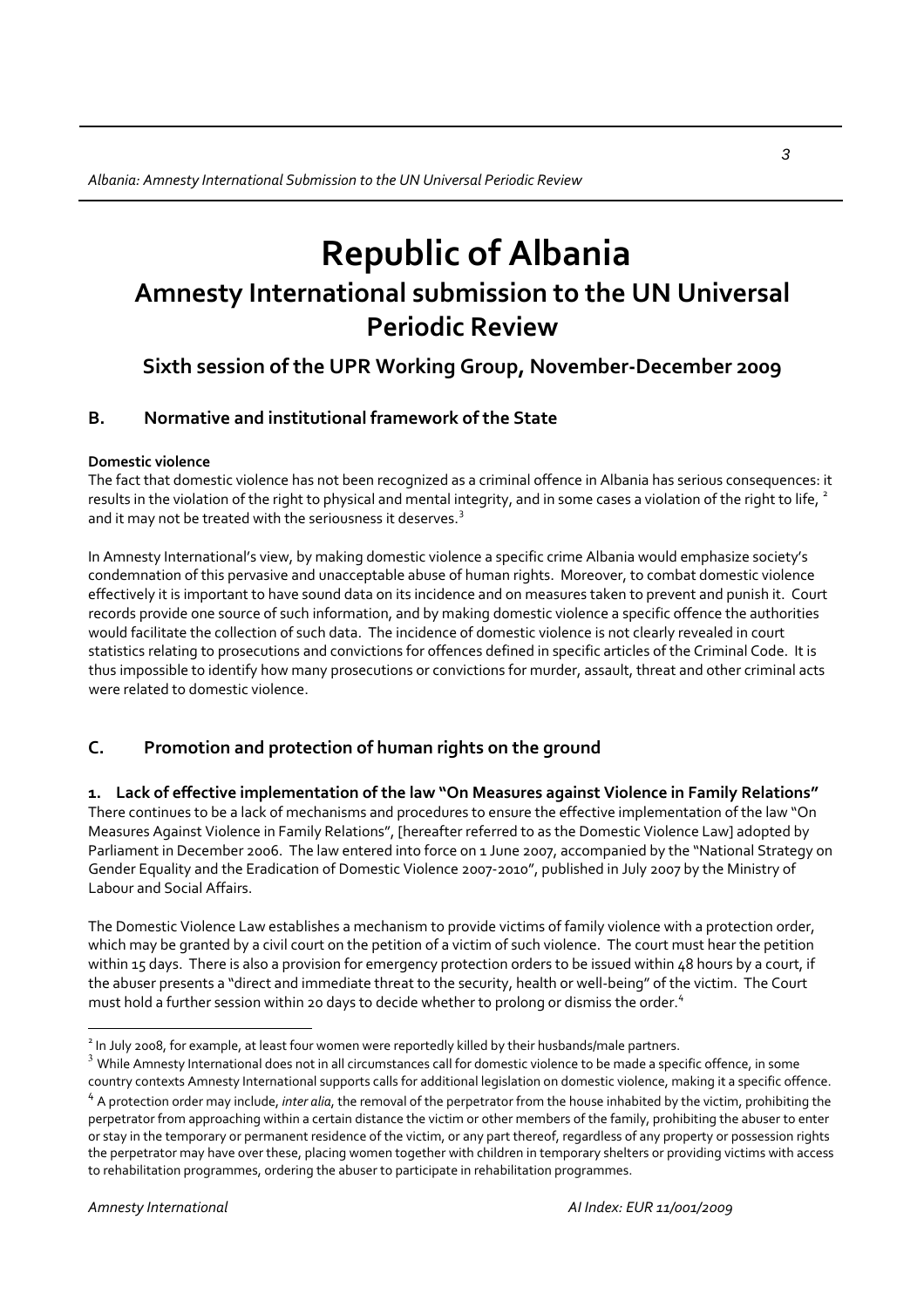# Republic of Albania

## Amnesty International submission to the UN Universal Periodic Review

### Sixth session of the UPR Working Group, November-December 2009

## B. Normative and institutional framework of the State

**Domestic violence**

The fact that domestic violence has not been recognized as a criminal offence in Albania has serious consequences: it results in the violation of the right to physical and mental integrity, and in some cases a violation of the right to life, [2] and it may not be treated with the seriousness it deserves.[3]

In Amnesty International's view, by making domestic violence a specific crime Albania would emphasize society's condemnation of this pervasive and unacceptable abuse of human rights. Moreover, to combat domestic violence effectively it is important to have sound data on its incidence and on measures taken to prevent and punish it. Court records provide one source of such information, and by making domestic violence a specific offence the authorities would facilitate the collection of such data. The incidence of domestic violence is not clearly revealed in court statistics relating to prosecutions and convictions for offences defined in specific articles of the Criminal Code. It is thus impossible to identify how many prosecutions or convictions for murder, assault, threat and other criminal acts were related to domestic violence.

## C. Promotion and protection of human rights on the ground

### 1. Lack of effective implementation of the law "On Measures against Violence in Family Relations"

There continues to be a lack of mechanisms and procedures to ensure the effective implementation of the law "On Measures Against Violence in Family Relations", [hereafter referred to as the Domestic Violence Law] adopted by Parliament in December 2006. The law entered into force on 1 June 2007, accompanied by the "National Strategy on Gender Equality and the Eradication of Domestic Violence 2007-2010", published in July 2007 by the Ministry of Labour and Social Affairs.

The Domestic Violence Law establishes a mechanism to provide victims of family violence with a protection order, which may be granted by a civil court on the petition of a victim of such violence. The court must hear the petition within 15 days. There is also a provision for emergency protection orders to be issued within 48 hours by a court, if the abuser presents a "direct and immediate threat to the security, health or well-being" of the victim. The Court must hold a further session within 20 days to decide whether to prolong or dismiss the order.[4]

---

[2] In July 2008, for example, at least four women were reportedly killed by their husbands/male partners.

[3] While Amnesty International does not in all circumstances call for domestic violence to be made a specific offence, in some country contexts Amnesty International supports calls for additional legislation on domestic violence, making it a specific offence.

[4] A protection order may include, *inter alia*, the removal of the perpetrator from the house inhabited by the victim, prohibiting the perpetrator from approaching within a certain distance the victim or other members of the family, prohibiting the abuser to enter or stay in the temporary or permanent residence of the victim, or any part thereof, regardless of any property or possession rights the perpetrator may have over these, placing women together with children in temporary shelters or providing victims with access to rehabilitation programmes, ordering the abuser to participate in rehabilitation programmes.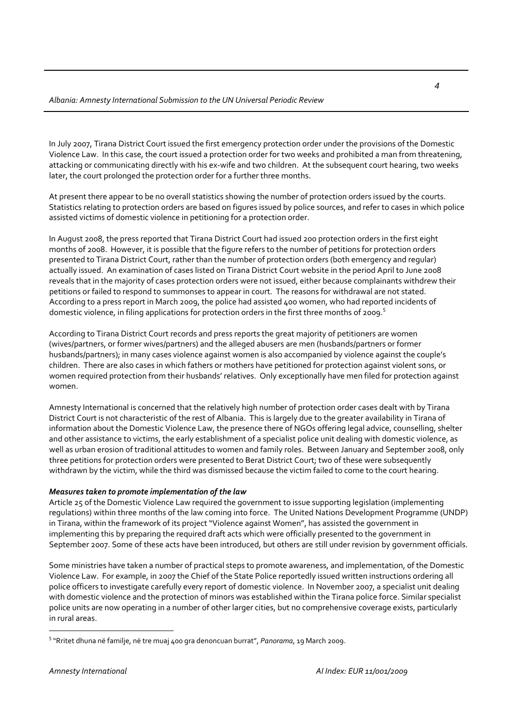In July 2007, Tirana District Court issued the first emergency protection order under the provisions of the Domestic Violence Law. In this case, the court issued a protection order for two weeks and prohibited a man from threatening, attacking or communicating directly with his ex-wife and two children. At the subsequent court hearing, two weeks later, the court prolonged the protection order for a further three months.

At present there appear to be no overall statistics showing the number of protection orders issued by the courts. Statistics relating to protection orders are based on figures issued by police sources, and refer to cases in which police assisted victims of domestic violence in petitioning for a protection order.

In August 2008, the press reported that Tirana District Court had issued 200 protection orders in the first eight months of 2008. However, it is possible that the figure refers to the number of petitions for protection orders presented to Tirana District Court, rather than the number of protection orders (both emergency and regular) actually issued. An examination of cases listed on Tirana District Court website in the period April to June 2008 reveals that in the majority of cases protection orders were not issued, either because complainants withdrew their petitions or failed to respond to summonses to appear in court. The reasons for withdrawal are not stated. According to a press report in March 2009, the police had assisted 400 women, who had reported incidents of domestic violence, in filing applications for protection orders in the first three months of 2009.[5]

According to Tirana District Court records and press reports the great majority of petitioners are women (wives/partners, or former wives/partners) and the alleged abusers are men (husbands/partners or former husbands/partners); in many cases violence against women is also accompanied by violence against the couple's children. There are also cases in which fathers or mothers have petitioned for protection against violent sons, or women required protection from their husbands' relatives. Only exceptionally have men filed for protection against women.

Amnesty International is concerned that the relatively high number of protection order cases dealt with by Tirana District Court is not characteristic of the rest of Albania. This is largely due to the greater availability in Tirana of information about the Domestic Violence Law, the presence there of NGOs offering legal advice, counselling, shelter and other assistance to victims, the early establishment of a specialist police unit dealing with domestic violence, as well as urban erosion of traditional attitudes to women and family roles. Between January and September 2008, only three petitions for protection orders were presented to Berat District Court; two of these were subsequently withdrawn by the victim, while the third was dismissed because the victim failed to come to the court hearing.

***Measures taken to promote implementation of the law***

Article 25 of the Domestic Violence Law required the government to issue supporting legislation (implementing regulations) within three months of the law coming into force. The United Nations Development Programme (UNDP) in Tirana, within the framework of its project "Violence against Women", has assisted the government in implementing this by preparing the required draft acts which were officially presented to the government in September 2007. Some of these acts have been introduced, but others are still under revision by government officials.

Some ministries have taken a number of practical steps to promote awareness, and implementation, of the Domestic Violence Law. For example, in 2007 the Chief of the State Police reportedly issued written instructions ordering all police officers to investigate carefully every report of domestic violence. In November 2007, a specialist unit dealing with domestic violence and the protection of minors was established within the Tirana police force. Similar specialist police units are now operating in a number of other larger cities, but no comprehensive coverage exists, particularly in rural areas.

---

[5] "Rritet dhuna në familje, në tre muaj 400 gra denoncuan burrat", *Panorama*, 19 March 2009.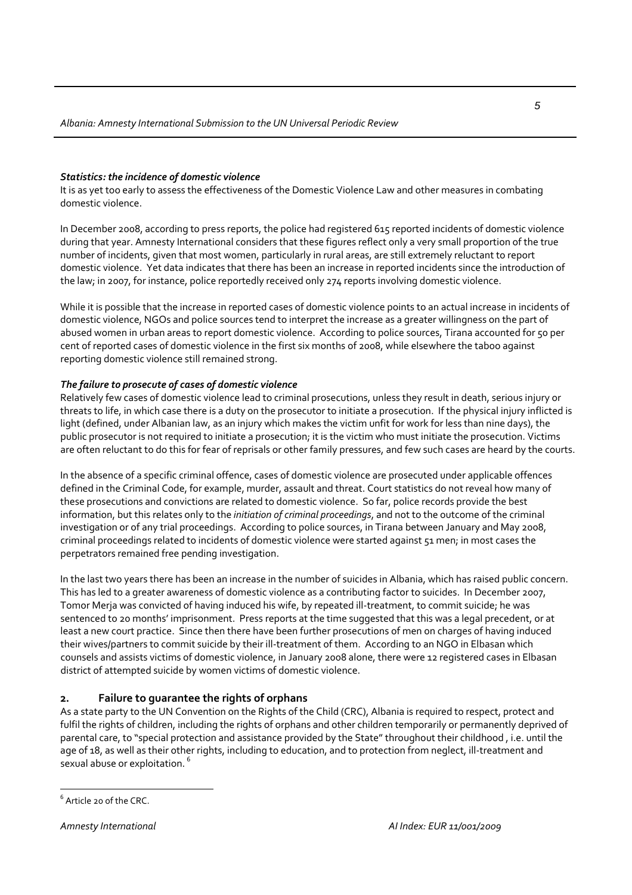### *Statistics: the incidence of domestic violence*

It is as yet too early to assess the effectiveness of the Domestic Violence Law and other measures in combating domestic violence.

In December 2008, according to press reports, the police had registered 615 reported incidents of domestic violence during that year. Amnesty International considers that these figures reflect only a very small proportion of the true number of incidents, given that most women, particularly in rural areas, are still extremely reluctant to report domestic violence. Yet data indicates that there has been an increase in reported incidents since the introduction of the law; in 2007, for instance, police reportedly received only 274 reports involving domestic violence.

While it is possible that the increase in reported cases of domestic violence points to an actual increase in incidents of domestic violence, NGOs and police sources tend to interpret the increase as a greater willingness on the part of abused women in urban areas to report domestic violence. According to police sources, Tirana accounted for 50 per cent of reported cases of domestic violence in the first six months of 2008, while elsewhere the taboo against reporting domestic violence still remained strong.

### *The failure to prosecute of cases of domestic violence*

Relatively few cases of domestic violence lead to criminal prosecutions, unless they result in death, serious injury or threats to life, in which case there is a duty on the prosecutor to initiate a prosecution. If the physical injury inflicted is light (defined, under Albanian law, as an injury which makes the victim unfit for work for less than nine days), the public prosecutor is not required to initiate a prosecution; it is the victim who must initiate the prosecution. Victims are often reluctant to do this for fear of reprisals or other family pressures, and few such cases are heard by the courts.

In the absence of a specific criminal offence, cases of domestic violence are prosecuted under applicable offences defined in the Criminal Code, for example, murder, assault and threat. Court statistics do not reveal how many of these prosecutions and convictions are related to domestic violence. So far, police records provide the best information, but this relates only to the *initiation of criminal proceedings*, and not to the outcome of the criminal investigation or of any trial proceedings. According to police sources, in Tirana between January and May 2008, criminal proceedings related to incidents of domestic violence were started against 51 men; in most cases the perpetrators remained free pending investigation.

In the last two years there has been an increase in the number of suicides in Albania, which has raised public concern. This has led to a greater awareness of domestic violence as a contributing factor to suicides. In December 2007, Tomor Merja was convicted of having induced his wife, by repeated ill-treatment, to commit suicide; he was sentenced to 20 months' imprisonment. Press reports at the time suggested that this was a legal precedent, or at least a new court practice. Since then there have been further prosecutions of men on charges of having induced their wives/partners to commit suicide by their ill-treatment of them. According to an NGO in Elbasan which counsels and assists victims of domestic violence, in January 2008 alone, there were 12 registered cases in Elbasan district of attempted suicide by women victims of domestic violence.

## 2. Failure to guarantee the rights of orphans

As a state party to the UN Convention on the Rights of the Child (CRC), Albania is required to respect, protect and fulfil the rights of children, including the rights of orphans and other children temporarily or permanently deprived of parental care, to "special protection and assistance provided by the State" throughout their childhood , i.e. until the age of 18, as well as their other rights, including to education, and to protection from neglect, ill-treatment and sexual abuse or exploitation. [6]

---

[6] Article 20 of the CRC.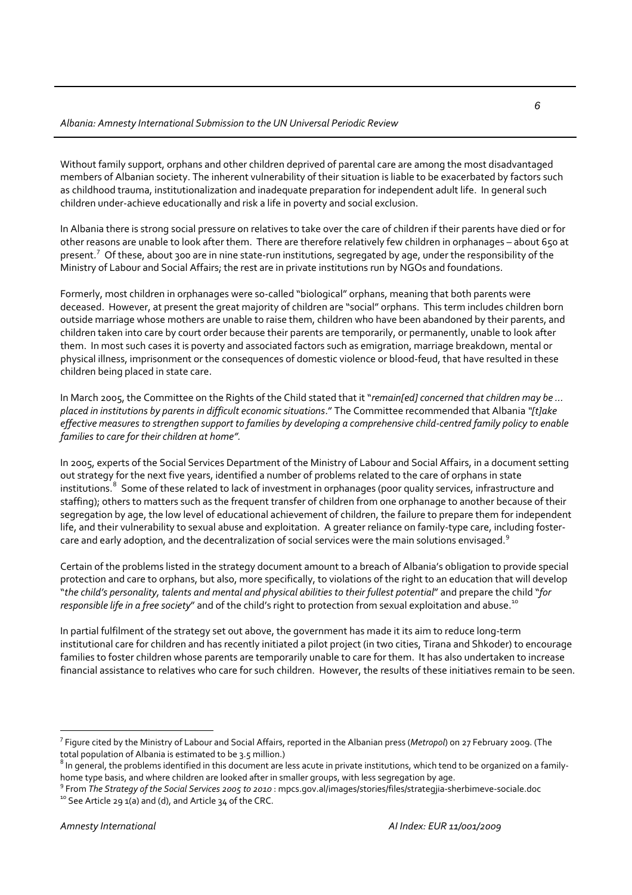Without family support, orphans and other children deprived of parental care are among the most disadvantaged members of Albanian society. The inherent vulnerability of their situation is liable to be exacerbated by factors such as childhood trauma, institutionalization and inadequate preparation for independent adult life. In general such children under-achieve educationally and risk a life in poverty and social exclusion.

In Albania there is strong social pressure on relatives to take over the care of children if their parents have died or for other reasons are unable to look after them. There are therefore relatively few children in orphanages – about 650 at present.[7] Of these, about 300 are in nine state-run institutions, segregated by age, under the responsibility of the Ministry of Labour and Social Affairs; the rest are in private institutions run by NGOs and foundations.

Formerly, most children in orphanages were so-called "biological" orphans, meaning that both parents were deceased. However, at present the great majority of children are "social" orphans. This term includes children born outside marriage whose mothers are unable to raise them, children who have been abandoned by their parents, and children taken into care by court order because their parents are temporarily, or permanently, unable to look after them. In most such cases it is poverty and associated factors such as emigration, marriage breakdown, mental or physical illness, imprisonment or the consequences of domestic violence or blood-feud, that have resulted in these children being placed in state care.

In March 2005, the Committee on the Rights of the Child stated that it "*remain[ed] concerned that children may be … placed in institutions by parents in difficult economic situations*." The Committee recommended that Albania *"[t]ake effective measures to strengthen support to families by developing a comprehensive child-centred family policy to enable families to care for their children at home".*

In 2005, experts of the Social Services Department of the Ministry of Labour and Social Affairs, in a document setting out strategy for the next five years, identified a number of problems related to the care of orphans in state institutions.[8] Some of these related to lack of investment in orphanages (poor quality services, infrastructure and staffing); others to matters such as the frequent transfer of children from one orphanage to another because of their segregation by age, the low level of educational achievement of children, the failure to prepare them for independent life, and their vulnerability to sexual abuse and exploitation. A greater reliance on family-type care, including foster-care and early adoption, and the decentralization of social services were the main solutions envisaged.[9]

Certain of the problems listed in the strategy document amount to a breach of Albania's obligation to provide special protection and care to orphans, but also, more specifically, to violations of the right to an education that will develop "*the child's personality, talents and mental and physical abilities to their fullest potential*" and prepare the child "*for responsible life in a free society*" and of the child's right to protection from sexual exploitation and abuse.[10]

In partial fulfilment of the strategy set out above, the government has made it its aim to reduce long-term institutional care for children and has recently initiated a pilot project (in two cities, Tirana and Shkoder) to encourage families to foster children whose parents are temporarily unable to care for them. It has also undertaken to increase financial assistance to relatives who care for such children. However, the results of these initiatives remain to be seen.

---

[7] Figure cited by the Ministry of Labour and Social Affairs, reported in the Albanian press (*Metropol*) on 27 February 2009. (The total population of Albania is estimated to be 3.5 million.)

[8] In general, the problems identified in this document are less acute in private institutions, which tend to be organized on a family-home type basis, and where children are looked after in smaller groups, with less segregation by age.

[9] From *The Strategy of the Social Services 2005 to 2010* : mpcs.gov.al/images/stories/files/strategjia-sherbimeve-sociale.doc

[10] See Article 29 1(a) and (d), and Article 34 of the CRC.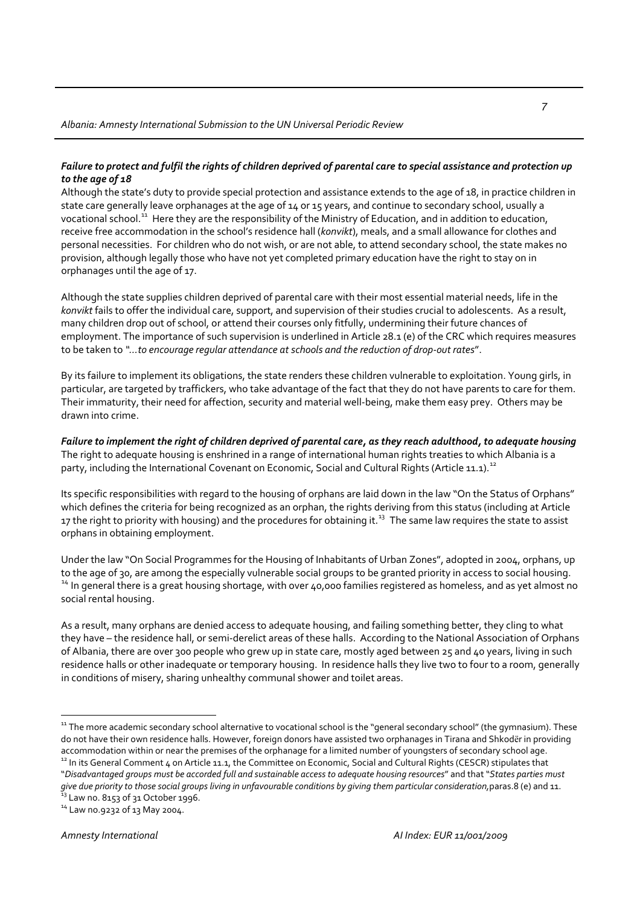***Failure to protect and fulfil the rights of children deprived of parental care to special assistance and protection up to the age of 18***

Although the state's duty to provide special protection and assistance extends to the age of 18, in practice children in state care generally leave orphanages at the age of 14 or 15 years, and continue to secondary school, usually a vocational school.[11] Here they are the responsibility of the Ministry of Education, and in addition to education, receive free accommodation in the school's residence hall (*konvikt*), meals, and a small allowance for clothes and personal necessities. For children who do not wish, or are not able, to attend secondary school, the state makes no provision, although legally those who have not yet completed primary education have the right to stay on in orphanages until the age of 17.

Although the state supplies children deprived of parental care with their most essential material needs, life in the *konvikt* fails to offer the individual care, support, and supervision of their studies crucial to adolescents. As a result, many children drop out of school, or attend their courses only fitfully, undermining their future chances of employment. The importance of such supervision is underlined in Article 28.1 (e) of the CRC which requires measures to be taken to *"…to encourage regular attendance at schools and the reduction of drop-out rates*".

By its failure to implement its obligations, the state renders these children vulnerable to exploitation. Young girls, in particular, are targeted by traffickers, who take advantage of the fact that they do not have parents to care for them. Their immaturity, their need for affection, security and material well-being, make them easy prey. Others may be drawn into crime.

***Failure to implement the right of children deprived of parental care, as they reach adulthood, to adequate housing***

The right to adequate housing is enshrined in a range of international human rights treaties to which Albania is a party, including the International Covenant on Economic, Social and Cultural Rights (Article 11.1).[12]

Its specific responsibilities with regard to the housing of orphans are laid down in the law "On the Status of Orphans" which defines the criteria for being recognized as an orphan, the rights deriving from this status (including at Article 17 the right to priority with housing) and the procedures for obtaining it.[13] The same law requires the state to assist orphans in obtaining employment.

Under the law "On Social Programmes for the Housing of Inhabitants of Urban Zones", adopted in 2004, orphans, up to the age of 30, are among the especially vulnerable social groups to be granted priority in access to social housing. [14] In general there is a great housing shortage, with over 40,000 families registered as homeless, and as yet almost no social rental housing.

As a result, many orphans are denied access to adequate housing, and failing something better, they cling to what they have – the residence hall, or semi-derelict areas of these halls. According to the National Association of Orphans of Albania, there are over 300 people who grew up in state care, mostly aged between 25 and 40 years, living in such residence halls or other inadequate or temporary housing. In residence halls they live two to four to a room, generally in conditions of misery, sharing unhealthy communal shower and toilet areas.

---

[11] The more academic secondary school alternative to vocational school is the "general secondary school" (the gymnasium). These do not have their own residence halls. However, foreign donors have assisted two orphanages in Tirana and Shkodër in providing accommodation within or near the premises of the orphanage for a limited number of youngsters of secondary school age.

[12] In its General Comment 4 on Article 11.1, the Committee on Economic, Social and Cultural Rights (CESCR) stipulates that "*Disadvantaged groups must be accorded full and sustainable access to adequate housing resources*" and that "*States parties must give due priority to those social groups living in unfavourable conditions by giving them particular consideration*,paras.8 (e) and 11.

[13] Law no. 8153 of 31 October 1996.

[14] Law no.9232 of 13 May 2004.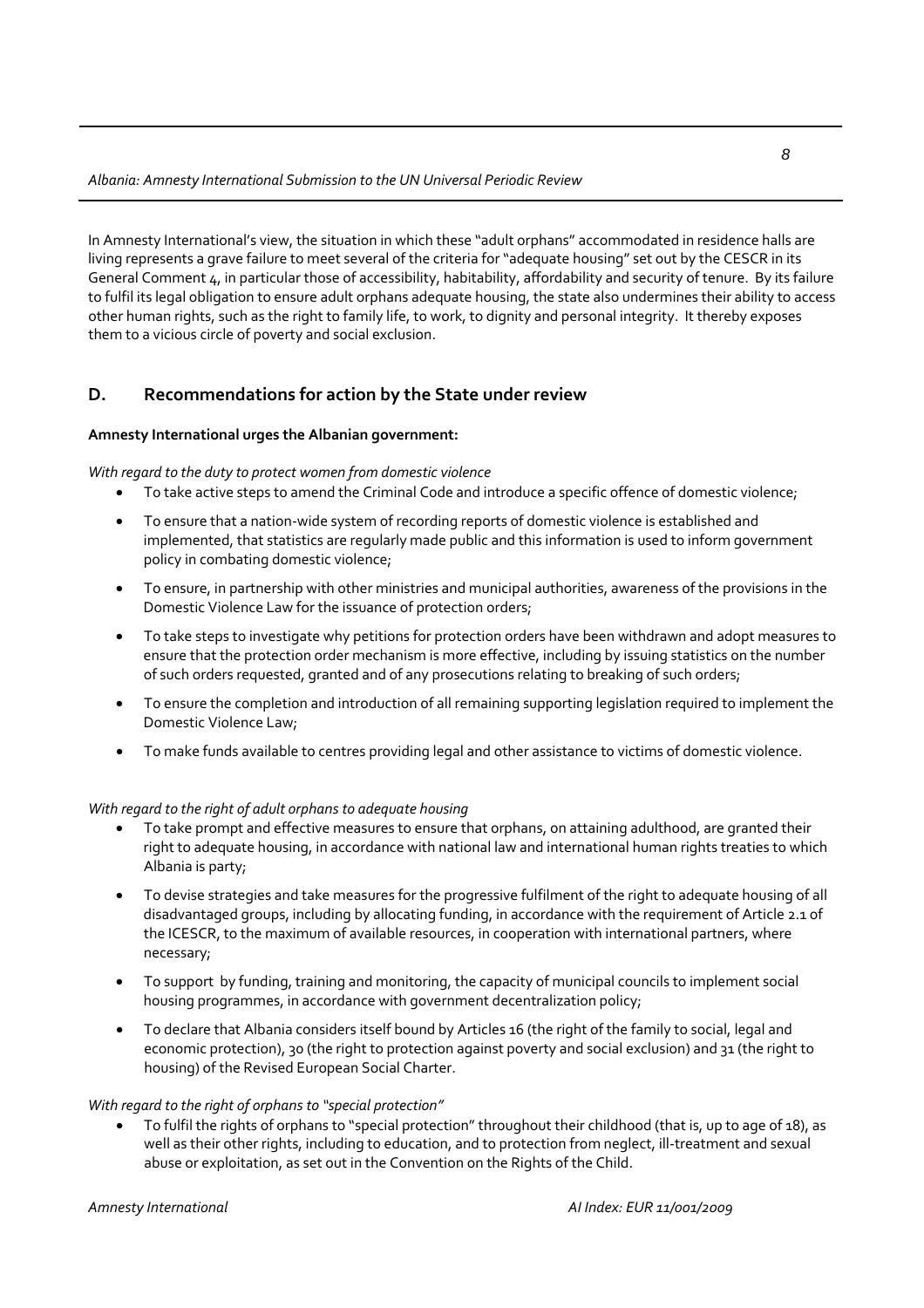In Amnesty International's view, the situation in which these "adult orphans" accommodated in residence halls are living represents a grave failure to meet several of the criteria for "adequate housing" set out by the CESCR in its General Comment 4, in particular those of accessibility, habitability, affordability and security of tenure. By its failure to fulfil its legal obligation to ensure adult orphans adequate housing, the state also undermines their ability to access other human rights, such as the right to family life, to work, to dignity and personal integrity. It thereby exposes them to a vicious circle of poverty and social exclusion.

## D. Recommendations for action by the State under review

**Amnesty International urges the Albanian government:**

*With regard to the duty to protect women from domestic violence*

- To take active steps to amend the Criminal Code and introduce a specific offence of domestic violence;
- To ensure that a nation-wide system of recording reports of domestic violence is established and implemented, that statistics are regularly made public and this information is used to inform government policy in combating domestic violence;
- To ensure, in partnership with other ministries and municipal authorities, awareness of the provisions in the Domestic Violence Law for the issuance of protection orders;
- To take steps to investigate why petitions for protection orders have been withdrawn and adopt measures to ensure that the protection order mechanism is more effective, including by issuing statistics on the number of such orders requested, granted and of any prosecutions relating to breaking of such orders;
- To ensure the completion and introduction of all remaining supporting legislation required to implement the Domestic Violence Law;
- To make funds available to centres providing legal and other assistance to victims of domestic violence.

*With regard to the right of adult orphans to adequate housing*

- To take prompt and effective measures to ensure that orphans, on attaining adulthood, are granted their right to adequate housing, in accordance with national law and international human rights treaties to which Albania is party;
- To devise strategies and take measures for the progressive fulfilment of the right to adequate housing of all disadvantaged groups, including by allocating funding, in accordance with the requirement of Article 2.1 of the ICESCR, to the maximum of available resources, in cooperation with international partners, where necessary;
- To support by funding, training and monitoring, the capacity of municipal councils to implement social housing programmes, in accordance with government decentralization policy;
- To declare that Albania considers itself bound by Articles 16 (the right of the family to social, legal and economic protection), 30 (the right to protection against poverty and social exclusion) and 31 (the right to housing) of the Revised European Social Charter.

*With regard to the right of orphans to "special protection"*

- To fulfil the rights of orphans to "special protection" throughout their childhood (that is, up to age of 18), as well as their other rights, including to education, and to protection from neglect, ill-treatment and sexual abuse or exploitation, as set out in the Convention on the Rights of the Child.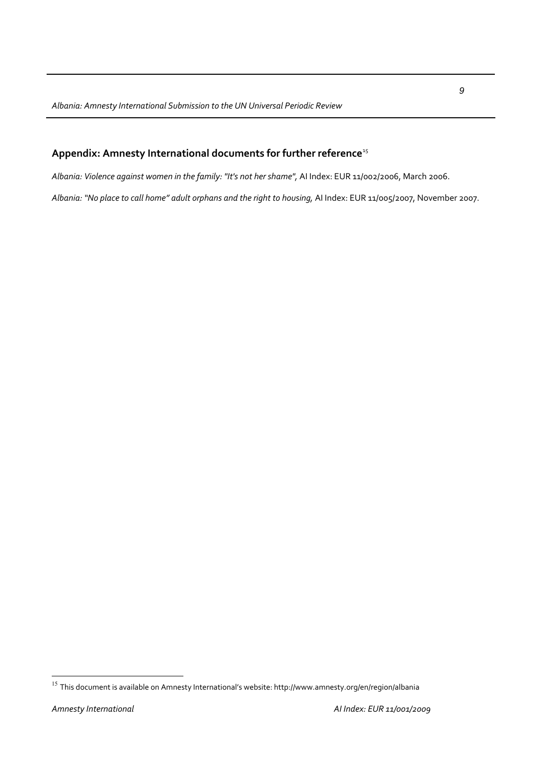## Appendix: Amnesty International documents for further reference[15]

*Albania: Violence against women in the family: "It's not her shame",* AI Index: EUR 11/002/2006, March 2006.

*Albania: "No place to call home" adult orphans and the right to housing,* AI Index: EUR 11/005/2007, November 2007.

---

[15] This document is available on Amnesty International's website: http://www.amnesty.org/en/region/albania